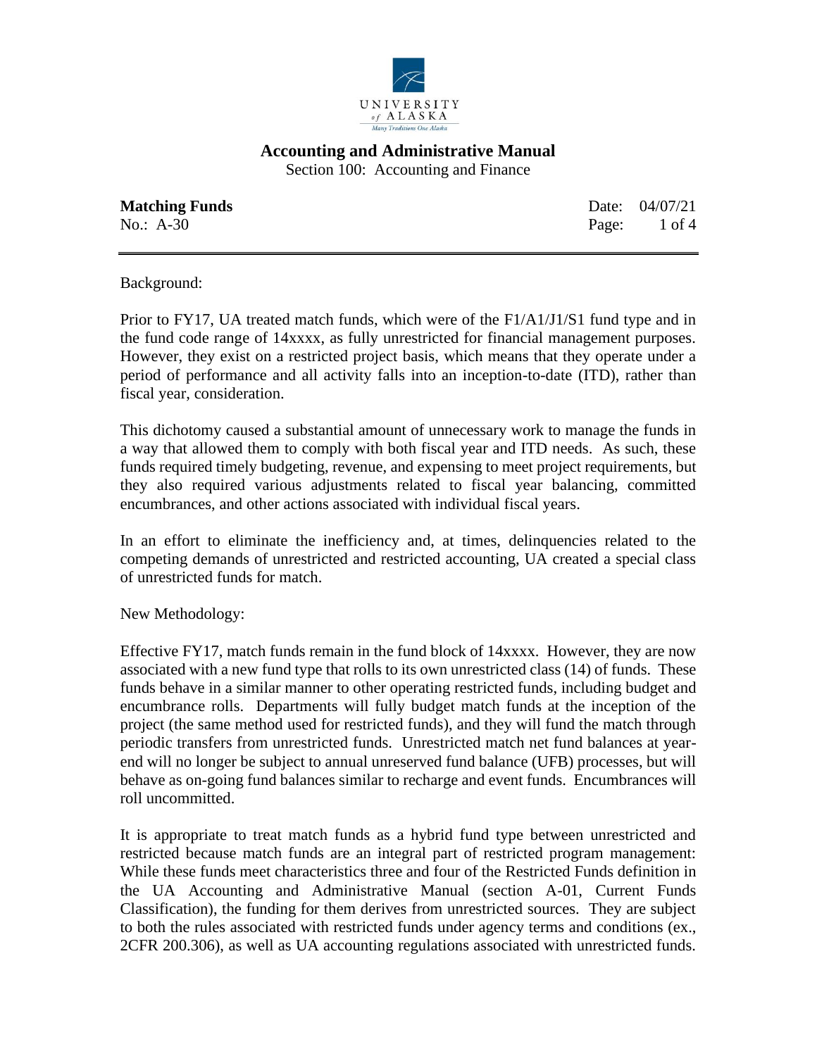# Accounting and Administrative Manual

Section 100: Accounting and Finance

**Matching Funds** Date: 04/07/21

No.: A-30

Background:

Prior to FY17, UA treated match funds, which were of the F1/A1/J1/S1 fund type and in the fund code range of 14xxxx, as fully unrestricted for financial management purposes. However, they exist on a restricted project basis, which means that they operate under a period of performance and all activity falls into an inception-to-date (ITD), rather than fiscal year, consideration.

This dichotomy caused a substantial amount of unnecessary work to manage the funds in a way that allowed them to comply with both fiscal year and ITD needs. As such, these funds required timely budgeting, revenue, and expensing to meet project requirements, but they also required various adjustments related to fiscal year balancing, committed encumbrances, and other actions associated with individual fiscal years.

In an effort to eliminate the inefficiency and, at times, delinquencies related to the competing demands of unrestricted and restricted accounting, UA created a special class of unrestricted funds for match.

New Methodology:

Effective FY17, match funds remain in the fund block of 14xxxx. However, they are now associated with a new fund type that rolls to its own unrestricted class (14) of funds. These funds behave in a similar manner to other operating restricted funds, including budget and encumbrance rolls. Departments will fully budget match funds at the inception of the project (the same method used for restricted funds), and they will fund the match through periodic transfers from unrestricted funds. Unrestricted match net fund balances at year-end will no longer be subject to annual unreserved fund balance (UFB) processes, but will behave as on-going fund balances similar to recharge and event funds. Encumbrances will roll uncommitted.

It is appropriate to treat match funds as a hybrid fund type between unrestricted and restricted because match funds are an integral part of restricted program management: While these funds meet characteristics three and four of the Restricted Funds definition in the UA Accounting and Administrative Manual (section A-01, Current Funds Classification), the funding for them derives from unrestricted sources. They are subject to both the rules associated with restricted funds under agency terms and conditions (ex., 2CFR 200.306), as well as UA accounting regulations associated with unrestricted funds.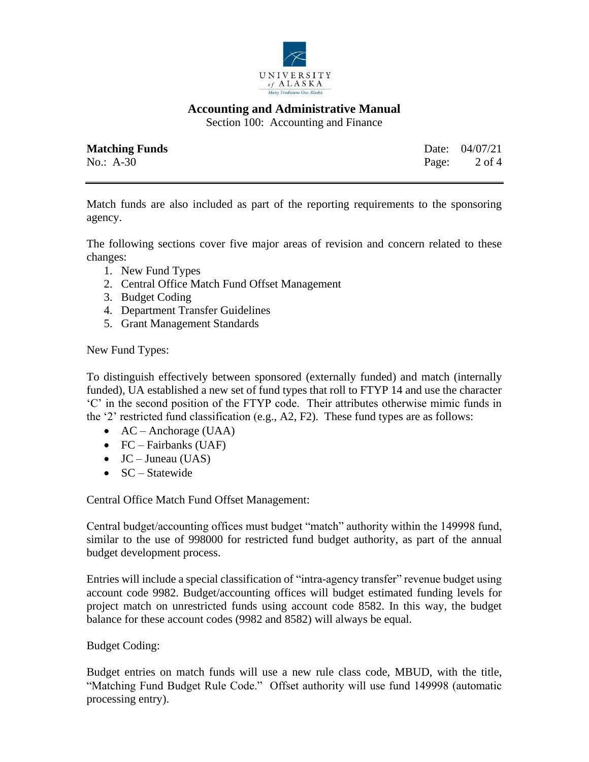Match funds are also included as part of the reporting requirements to the sponsoring agency.

The following sections cover five major areas of revision and concern related to these changes:

1. New Fund Types
2. Central Office Match Fund Offset Management
3. Budget Coding
4. Department Transfer Guidelines
5. Grant Management Standards

New Fund Types:

To distinguish effectively between sponsored (externally funded) and match (internally funded), UA established a new set of fund types that roll to FTYP 14 and use the character 'C' in the second position of the FTYP code. Their attributes otherwise mimic funds in the '2' restricted fund classification (e.g., A2, F2). These fund types are as follows:

- AC – Anchorage (UAA)
- FC – Fairbanks (UAF)
- JC – Juneau (UAS)
- SC – Statewide

Central Office Match Fund Offset Management:

Central budget/accounting offices must budget "match" authority within the 149998 fund, similar to the use of 998000 for restricted fund budget authority, as part of the annual budget development process.

Entries will include a special classification of "intra-agency transfer" revenue budget using account code 9982. Budget/accounting offices will budget estimated funding levels for project match on unrestricted funds using account code 8582. In this way, the budget balance for these account codes (9982 and 8582) will always be equal.

Budget Coding:

Budget entries on match funds will use a new rule class code, MBUD, with the title, "Matching Fund Budget Rule Code." Offset authority will use fund 149998 (automatic processing entry).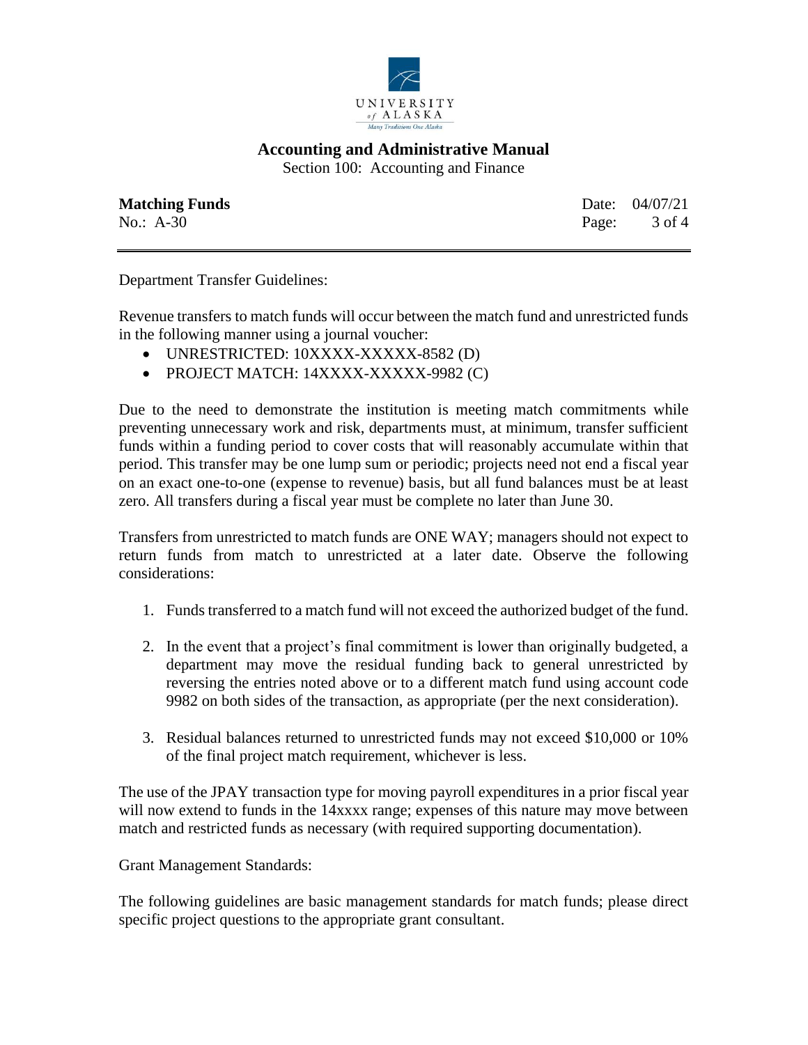Department Transfer Guidelines:

Revenue transfers to match funds will occur between the match fund and unrestricted funds in the following manner using a journal voucher:

- UNRESTRICTED: 10XXXX-XXXXX-8582 (D)
- PROJECT MATCH: 14XXXX-XXXXX-9982 (C)

Due to the need to demonstrate the institution is meeting match commitments while preventing unnecessary work and risk, departments must, at minimum, transfer sufficient funds within a funding period to cover costs that will reasonably accumulate within that period. This transfer may be one lump sum or periodic; projects need not end a fiscal year on an exact one-to-one (expense to revenue) basis, but all fund balances must be at least zero. All transfers during a fiscal year must be complete no later than June 30.

Transfers from unrestricted to match funds are ONE WAY; managers should not expect to return funds from match to unrestricted at a later date. Observe the following considerations:

1. Funds transferred to a match fund will not exceed the authorized budget of the fund.

2. In the event that a project's final commitment is lower than originally budgeted, a department may move the residual funding back to general unrestricted by reversing the entries noted above or to a different match fund using account code 9982 on both sides of the transaction, as appropriate (per the next consideration).

3. Residual balances returned to unrestricted funds may not exceed $10,000 or 10% of the final project match requirement, whichever is less.

The use of the JPAY transaction type for moving payroll expenditures in a prior fiscal year will now extend to funds in the 14xxxx range; expenses of this nature may move between match and restricted funds as necessary (with required supporting documentation).

Grant Management Standards:

The following guidelines are basic management standards for match funds; please direct specific project questions to the appropriate grant consultant.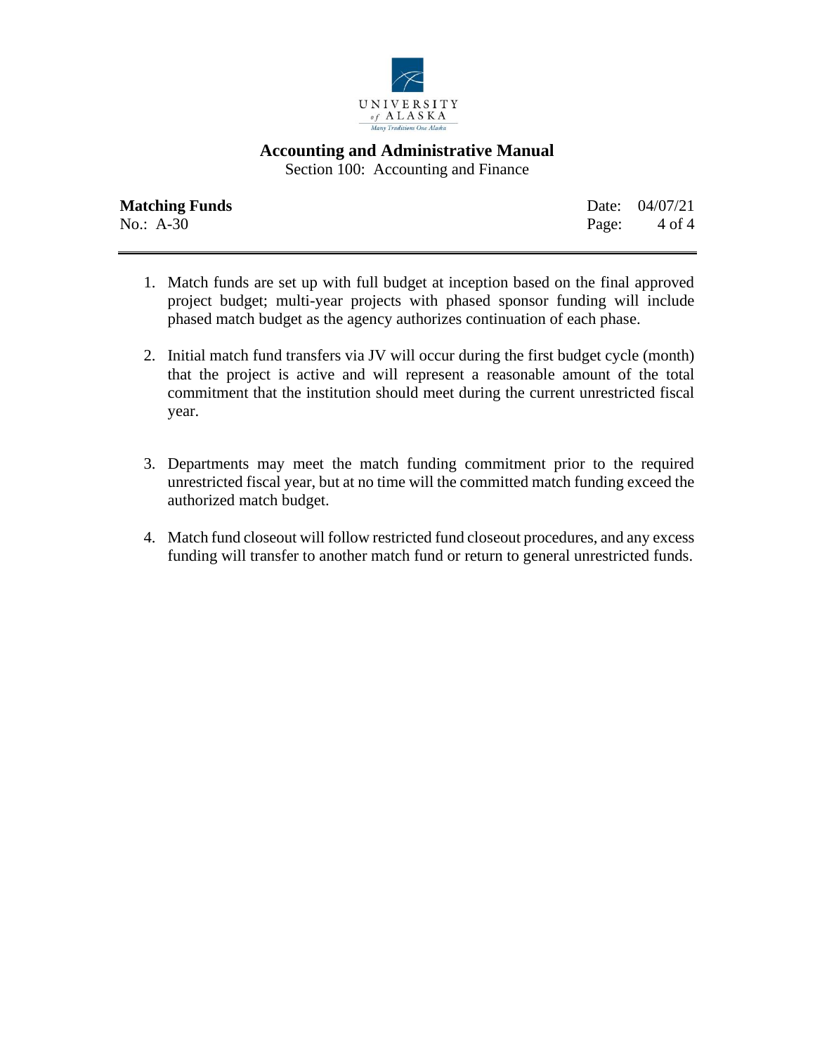1. Match funds are set up with full budget at inception based on the final approved project budget; multi-year projects with phased sponsor funding will include phased match budget as the agency authorizes continuation of each phase.

2. Initial match fund transfers via JV will occur during the first budget cycle (month) that the project is active and will represent a reasonable amount of the total commitment that the institution should meet during the current unrestricted fiscal year.

3. Departments may meet the match funding commitment prior to the required unrestricted fiscal year, but at no time will the committed match funding exceed the authorized match budget.

4. Match fund closeout will follow restricted fund closeout procedures, and any excess funding will transfer to another match fund or return to general unrestricted funds.